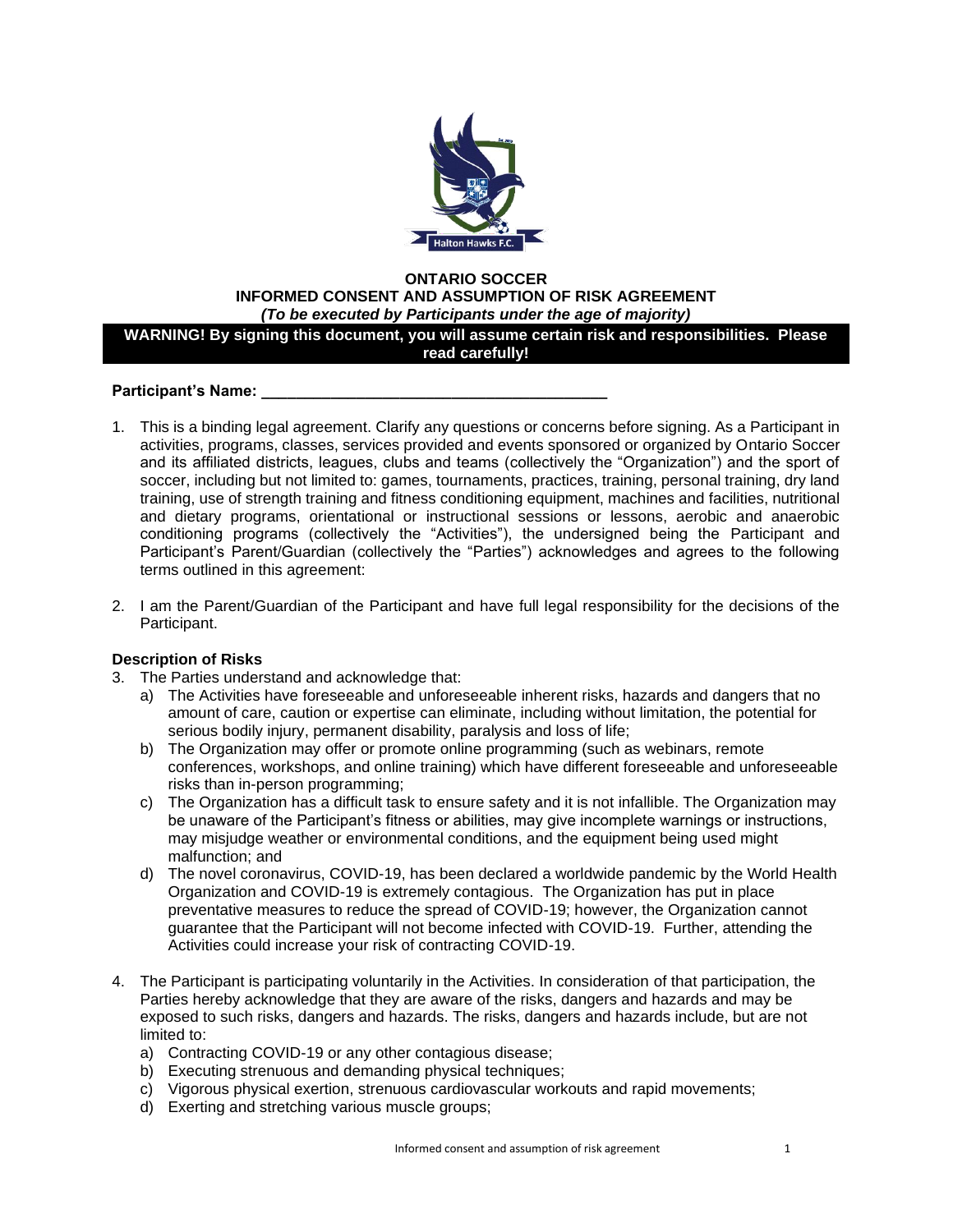**ONTARIO SOCCER**
**INFORMED CONSENT AND ASSUMPTION OF RISK AGREEMENT**
***(To be executed by Participants under the age of majority)***

**WARNING! By signing this document, you will assume certain risk and responsibilities. Please read carefully!**

**Participant's Name: \_\_\_\_\_\_\_\_\_\_\_\_\_\_\_\_\_\_\_\_\_\_\_\_\_\_\_\_\_\_\_\_\_\_\_\_\_\_\_\_**

1. This is a binding legal agreement. Clarify any questions or concerns before signing. As a Participant in activities, programs, classes, services provided and events sponsored or organized by Ontario Soccer and its affiliated districts, leagues, clubs and teams (collectively the "Organization") and the sport of soccer, including but not limited to: games, tournaments, practices, training, personal training, dry land training, use of strength training and fitness conditioning equipment, machines and facilities, nutritional and dietary programs, orientational or instructional sessions or lessons, aerobic and anaerobic conditioning programs (collectively the "Activities"), the undersigned being the Participant and Participant's Parent/Guardian (collectively the "Parties") acknowledges and agrees to the following terms outlined in this agreement:

2. I am the Parent/Guardian of the Participant and have full legal responsibility for the decisions of the Participant.

**Description of Risks**

3. The Parties understand and acknowledge that:
   a) The Activities have foreseeable and unforeseeable inherent risks, hazards and dangers that no amount of care, caution or expertise can eliminate, including without limitation, the potential for serious bodily injury, permanent disability, paralysis and loss of life;
   b) The Organization may offer or promote online programming (such as webinars, remote conferences, workshops, and online training) which have different foreseeable and unforeseeable risks than in-person programming;
   c) The Organization has a difficult task to ensure safety and it is not infallible. The Organization may be unaware of the Participant's fitness or abilities, may give incomplete warnings or instructions, may misjudge weather or environmental conditions, and the equipment being used might malfunction; and
   d) The novel coronavirus, COVID-19, has been declared a worldwide pandemic by the World Health Organization and COVID-19 is extremely contagious. The Organization has put in place preventative measures to reduce the spread of COVID-19; however, the Organization cannot guarantee that the Participant will not become infected with COVID-19. Further, attending the Activities could increase your risk of contracting COVID-19.

4. The Participant is participating voluntarily in the Activities. In consideration of that participation, the Parties hereby acknowledge that they are aware of the risks, dangers and hazards and may be exposed to such risks, dangers and hazards. The risks, dangers and hazards include, but are not limited to:
   a) Contracting COVID-19 or any other contagious disease;
   b) Executing strenuous and demanding physical techniques;
   c) Vigorous physical exertion, strenuous cardiovascular workouts and rapid movements;
   d) Exerting and stretching various muscle groups;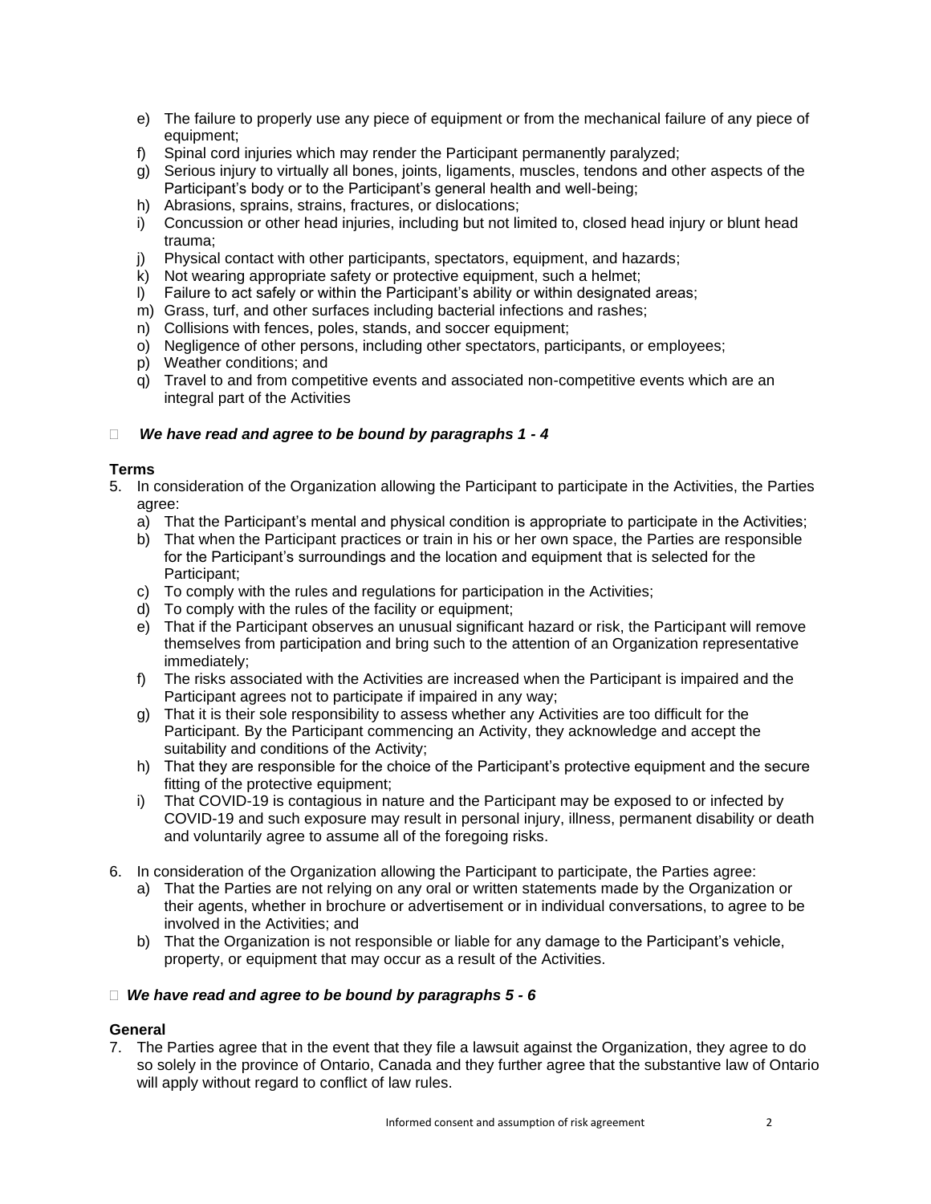e) The failure to properly use any piece of equipment or from the mechanical failure of any piece of equipment;
f) Spinal cord injuries which may render the Participant permanently paralyzed;
g) Serious injury to virtually all bones, joints, ligaments, muscles, tendons and other aspects of the Participant's body or to the Participant's general health and well-being;
h) Abrasions, sprains, strains, fractures, or dislocations;
i) Concussion or other head injuries, including but not limited to, closed head injury or blunt head trauma;
j) Physical contact with other participants, spectators, equipment, and hazards;
k) Not wearing appropriate safety or protective equipment, such a helmet;
l) Failure to act safely or within the Participant's ability or within designated areas;
m) Grass, turf, and other surfaces including bacterial infections and rashes;
n) Collisions with fences, poles, stands, and soccer equipment;
o) Negligence of other persons, including other spectators, participants, or employees;
p) Weather conditions; and
q) Travel to and from competitive events and associated non-competitive events which are an integral part of the Activities

☐ ***We have read and agree to be bound by paragraphs 1 - 4***

**Terms**

5. In consideration of the Organization allowing the Participant to participate in the Activities, the Parties agree:
   a) That the Participant's mental and physical condition is appropriate to participate in the Activities;
   b) That when the Participant practices or train in his or her own space, the Parties are responsible for the Participant's surroundings and the location and equipment that is selected for the Participant;
   c) To comply with the rules and regulations for participation in the Activities;
   d) To comply with the rules of the facility or equipment;
   e) That if the Participant observes an unusual significant hazard or risk, the Participant will remove themselves from participation and bring such to the attention of an Organization representative immediately;
   f) The risks associated with the Activities are increased when the Participant is impaired and the Participant agrees not to participate if impaired in any way;
   g) That it is their sole responsibility to assess whether any Activities are too difficult for the Participant. By the Participant commencing an Activity, they acknowledge and accept the suitability and conditions of the Activity;
   h) That they are responsible for the choice of the Participant's protective equipment and the secure fitting of the protective equipment;
   i) That COVID-19 is contagious in nature and the Participant may be exposed to or infected by COVID-19 and such exposure may result in personal injury, illness, permanent disability or death and voluntarily agree to assume all of the foregoing risks.

6. In consideration of the Organization allowing the Participant to participate, the Parties agree:
   a) That the Parties are not relying on any oral or written statements made by the Organization or their agents, whether in brochure or advertisement or in individual conversations, to agree to be involved in the Activities; and
   b) That the Organization is not responsible or liable for any damage to the Participant's vehicle, property, or equipment that may occur as a result of the Activities.

☐ ***We have read and agree to be bound by paragraphs 5 - 6***

**General**

7. The Parties agree that in the event that they file a lawsuit against the Organization, they agree to do so solely in the province of Ontario, Canada and they further agree that the substantive law of Ontario will apply without regard to conflict of law rules.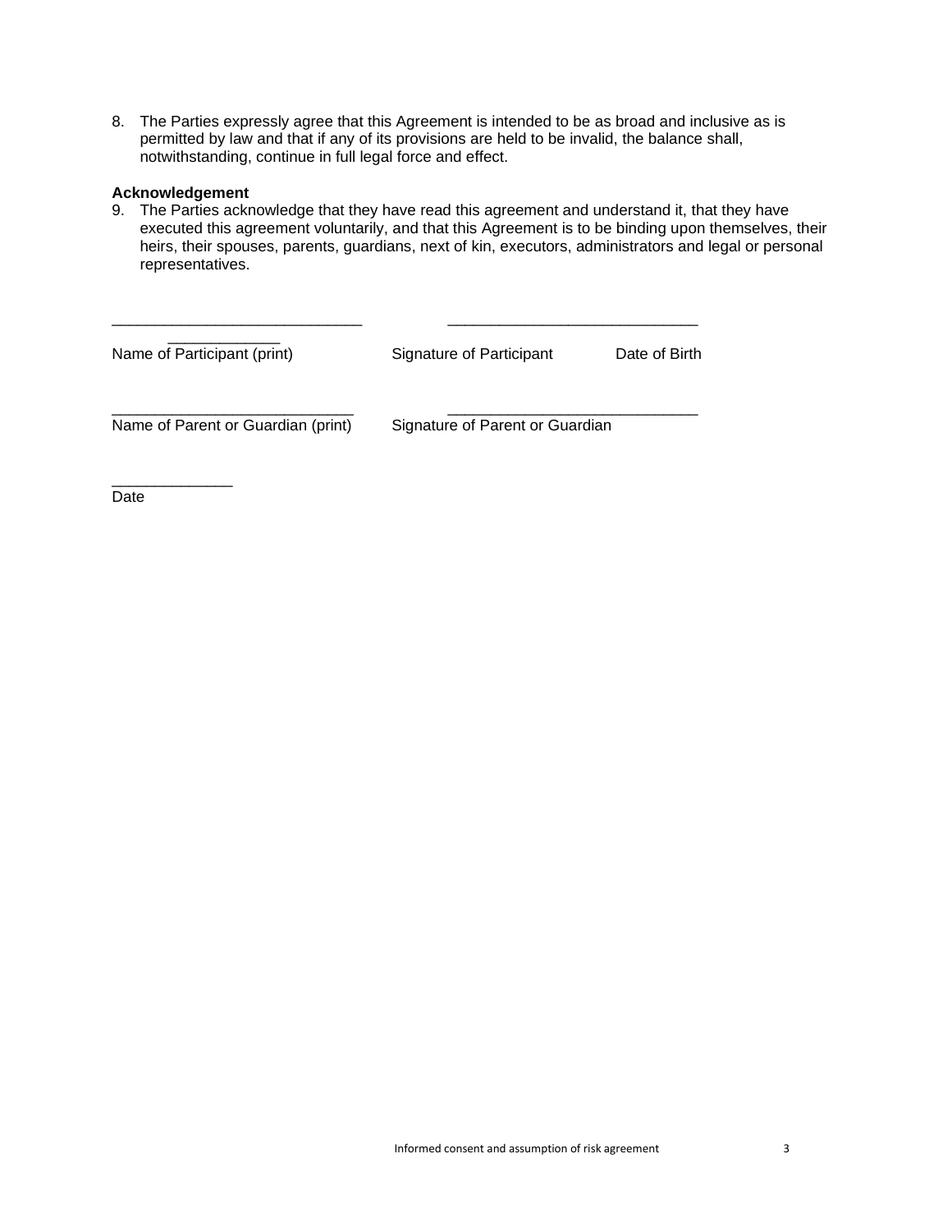8. The Parties expressly agree that this Agreement is intended to be as broad and inclusive as is permitted by law and that if any of its provisions are held to be invalid, the balance shall, notwithstanding, continue in full legal force and effect.

**Acknowledgement**

9. The Parties acknowledge that they have read this agreement and understand it, that they have executed this agreement voluntarily, and that this Agreement is to be binding upon themselves, their heirs, their spouses, parents, guardians, next of kin, executors, administrators and legal or personal representatives.

_____________________________ _____________________________ ____________

Name of Participant (print) Signature of Participant Date of Birth

____________________________ _____________________________

Name of Parent or Guardian (print) Signature of Parent or Guardian

______________

Date